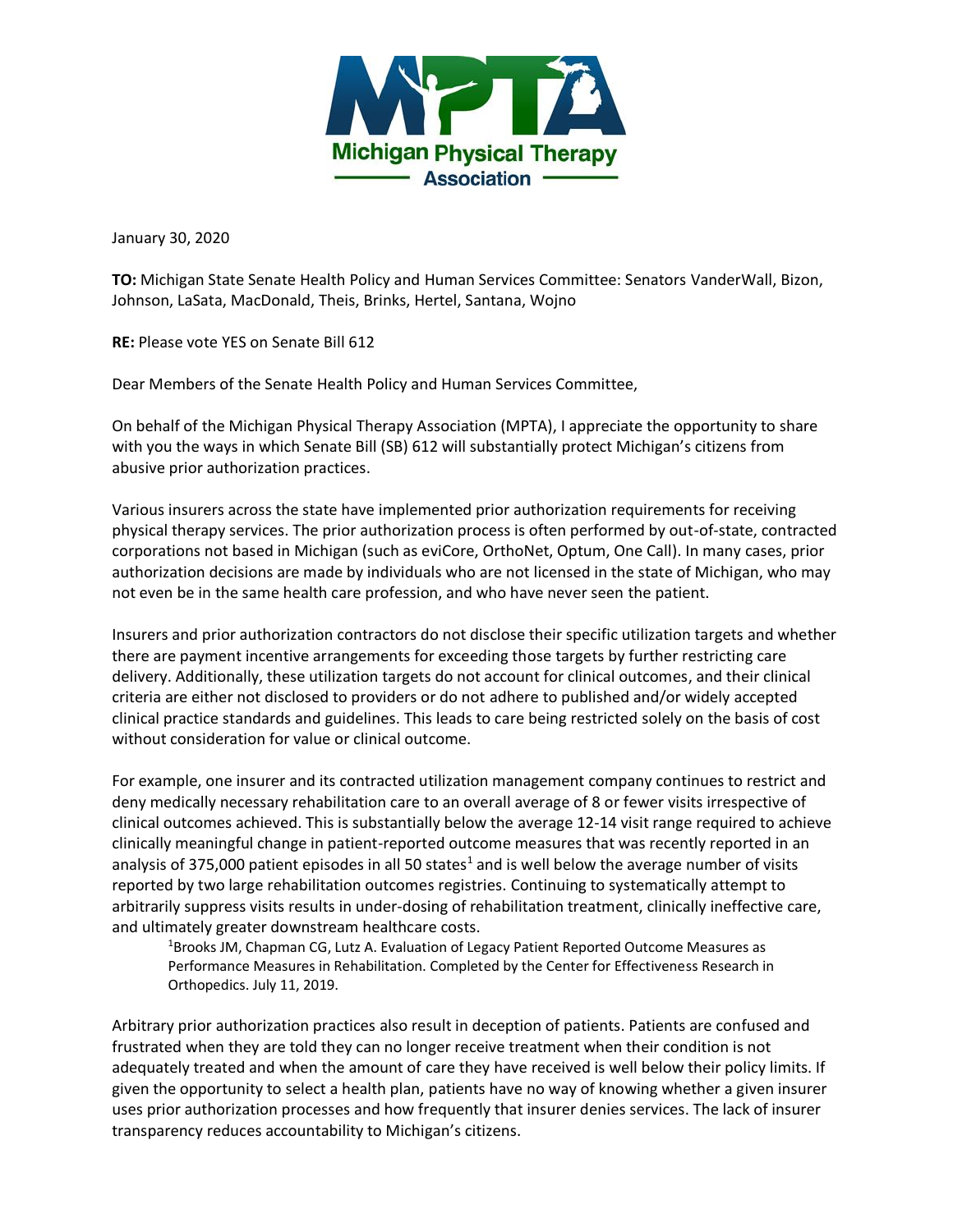Michigan Physical Therapy Association

January 30, 2020

**TO:** Michigan State Senate Health Policy and Human Services Committee: Senators VanderWall, Bizon, Johnson, LaSata, MacDonald, Theis, Brinks, Hertel, Santana, Wojno

**RE:** Please vote YES on Senate Bill 612

Dear Members of the Senate Health Policy and Human Services Committee,

On behalf of the Michigan Physical Therapy Association (MPTA), I appreciate the opportunity to share with you the ways in which Senate Bill (SB) 612 will substantially protect Michigan's citizens from abusive prior authorization practices.

Various insurers across the state have implemented prior authorization requirements for receiving physical therapy services. The prior authorization process is often performed by out-of-state, contracted corporations not based in Michigan (such as eviCore, OrthoNet, Optum, One Call). In many cases, prior authorization decisions are made by individuals who are not licensed in the state of Michigan, who may not even be in the same health care profession, and who have never seen the patient.

Insurers and prior authorization contractors do not disclose their specific utilization targets and whether there are payment incentive arrangements for exceeding those targets by further restricting care delivery. Additionally, these utilization targets do not account for clinical outcomes, and their clinical criteria are either not disclosed to providers or do not adhere to published and/or widely accepted clinical practice standards and guidelines. This leads to care being restricted solely on the basis of cost without consideration for value or clinical outcome.

For example, one insurer and its contracted utilization management company continues to restrict and deny medically necessary rehabilitation care to an overall average of 8 or fewer visits irrespective of clinical outcomes achieved. This is substantially below the average 12-14 visit range required to achieve clinically meaningful change in patient-reported outcome measures that was recently reported in an analysis of 375,000 patient episodes in all 50 states[1] and is well below the average number of visits reported by two large rehabilitation outcomes registries. Continuing to systematically attempt to arbitrarily suppress visits results in under-dosing of rehabilitation treatment, clinically ineffective care, and ultimately greater downstream healthcare costs.

[1]Brooks JM, Chapman CG, Lutz A. Evaluation of Legacy Patient Reported Outcome Measures as Performance Measures in Rehabilitation. Completed by the Center for Effectiveness Research in Orthopedics. July 11, 2019.

Arbitrary prior authorization practices also result in deception of patients. Patients are confused and frustrated when they are told they can no longer receive treatment when their condition is not adequately treated and when the amount of care they have received is well below their policy limits. If given the opportunity to select a health plan, patients have no way of knowing whether a given insurer uses prior authorization processes and how frequently that insurer denies services. The lack of insurer transparency reduces accountability to Michigan's citizens.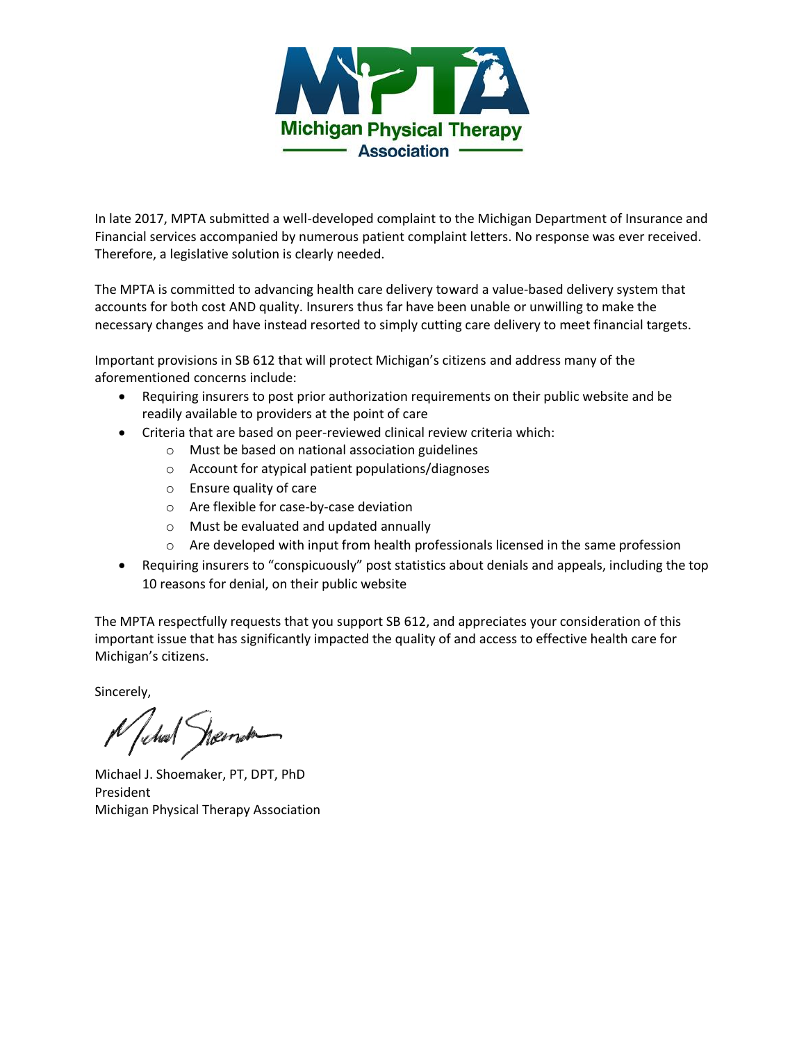In late 2017, MPTA submitted a well-developed complaint to the Michigan Department of Insurance and Financial services accompanied by numerous patient complaint letters. No response was ever received. Therefore, a legislative solution is clearly needed.

The MPTA is committed to advancing health care delivery toward a value-based delivery system that accounts for both cost AND quality. Insurers thus far have been unable or unwilling to make the necessary changes and have instead resorted to simply cutting care delivery to meet financial targets.

Important provisions in SB 612 that will protect Michigan's citizens and address many of the aforementioned concerns include:

- Requiring insurers to post prior authorization requirements on their public website and be readily available to providers at the point of care
- Criteria that are based on peer-reviewed clinical review criteria which:
  - Must be based on national association guidelines
  - Account for atypical patient populations/diagnoses
  - Ensure quality of care
  - Are flexible for case-by-case deviation
  - Must be evaluated and updated annually
  - Are developed with input from health professionals licensed in the same profession
- Requiring insurers to "conspicuously" post statistics about denials and appeals, including the top 10 reasons for denial, on their public website

The MPTA respectfully requests that you support SB 612, and appreciates your consideration of this important issue that has significantly impacted the quality of and access to effective health care for Michigan's citizens.

Sincerely,

Michael J. Shoemaker, PT, DPT, PhD
President
Michigan Physical Therapy Association